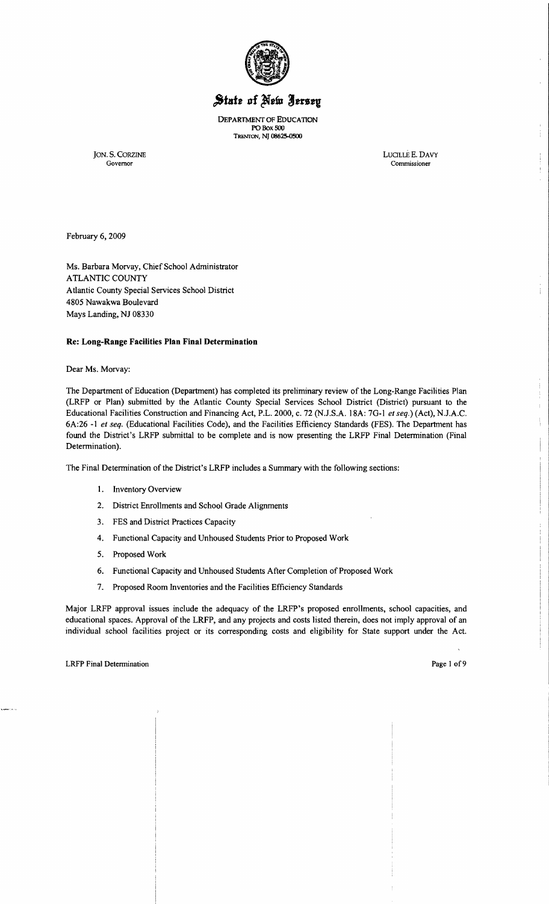# State of New Jersey

DEPARTMENT OF EDUCATION
PO Box 500
TRENTON, NJ 08625-0500

JON. S. CORZINE
Governor

LUCILLE E. DAVY
Commissioner

February 6, 2009

Ms. Barbara Morvay, Chief School Administrator
ATLANTIC COUNTY
Atlantic County Special Services School District
4805 Nawakwa Boulevard
Mays Landing, NJ 08330

**Re: Long-Range Facilities Plan Final Determination**

Dear Ms. Morvay:

The Department of Education (Department) has completed its preliminary review of the Long-Range Facilities Plan (LRFP or Plan) submitted by the Atlantic County Special Services School District (District) pursuant to the Educational Facilities Construction and Financing Act, P.L. 2000, c. 72 (N.J.S.A. 18A: 7G-1 *et seq.*) (Act), N.J.A.C. 6A:26 -1 *et seq.* (Educational Facilities Code), and the Facilities Efficiency Standards (FES). The Department has found the District's LRFP submittal to be complete and is now presenting the LRFP Final Determination (Final Determination).

The Final Determination of the District's LRFP includes a Summary with the following sections:

1. Inventory Overview
2. District Enrollments and School Grade Alignments
3. FES and District Practices Capacity
4. Functional Capacity and Unhoused Students Prior to Proposed Work
5. Proposed Work
6. Functional Capacity and Unhoused Students After Completion of Proposed Work
7. Proposed Room Inventories and the Facilities Efficiency Standards

Major LRFP approval issues include the adequacy of the LRFP's proposed enrollments, school capacities, and educational spaces. Approval of the LRFP, and any projects and costs listed therein, does not imply approval of an individual school facilities project or its corresponding costs and eligibility for State support under the Act.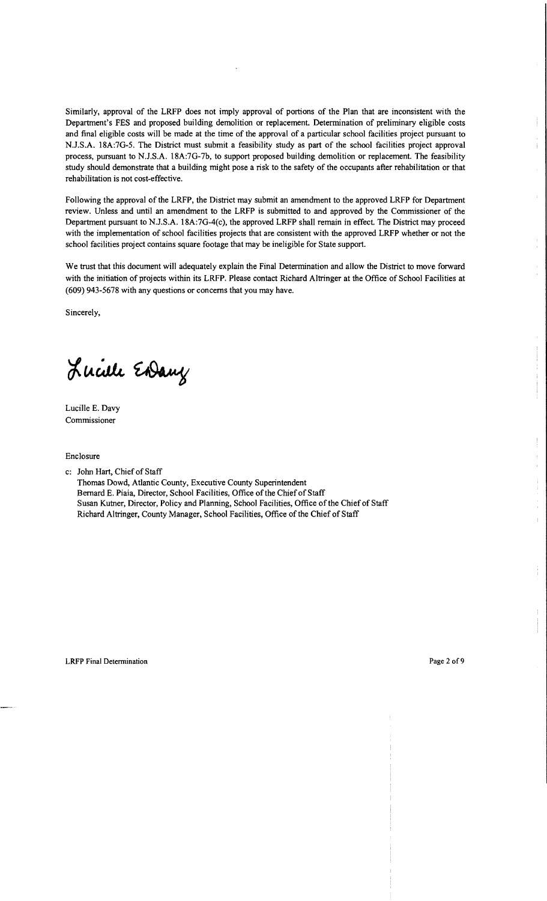Similarly, approval of the LRFP does not imply approval of portions of the Plan that are inconsistent with the Department's FES and proposed building demolition or replacement. Determination of preliminary eligible costs and final eligible costs will be made at the time of the approval of a particular school facilities project pursuant to N.J.S.A. 18A:7G-5. The District must submit a feasibility study as part of the school facilities project approval process, pursuant to N.J.S.A. 18A:7G-7b, to support proposed building demolition or replacement. The feasibility study should demonstrate that a building might pose a risk to the safety of the occupants after rehabilitation or that rehabilitation is not cost-effective.

Following the approval of the LRFP, the District may submit an amendment to the approved LRFP for Department review. Unless and until an amendment to the LRFP is submitted to and approved by the Commissioner of the Department pursuant to N.J.S.A. 18A:7G-4(c), the approved LRFP shall remain in effect. The District may proceed with the implementation of school facilities projects that are consistent with the approved LRFP whether or not the school facilities project contains square footage that may be ineligible for State support.

We trust that this document will adequately explain the Final Determination and allow the District to move forward with the initiation of projects within its LRFP. Please contact Richard Altringer at the Office of School Facilities at (609) 943-5678 with any questions or concerns that you may have.

Sincerely,

Lucille E. Davy

Lucille E. Davy
Commissioner

Enclosure

c: John Hart, Chief of Staff
Thomas Dowd, Atlantic County, Executive County Superintendent
Bernard E. Piaia, Director, School Facilities, Office of the Chief of Staff
Susan Kutner, Director, Policy and Planning, School Facilities, Office of the Chief of Staff
Richard Altringer, County Manager, School Facilities, Office of the Chief of Staff

LRFP Final Determination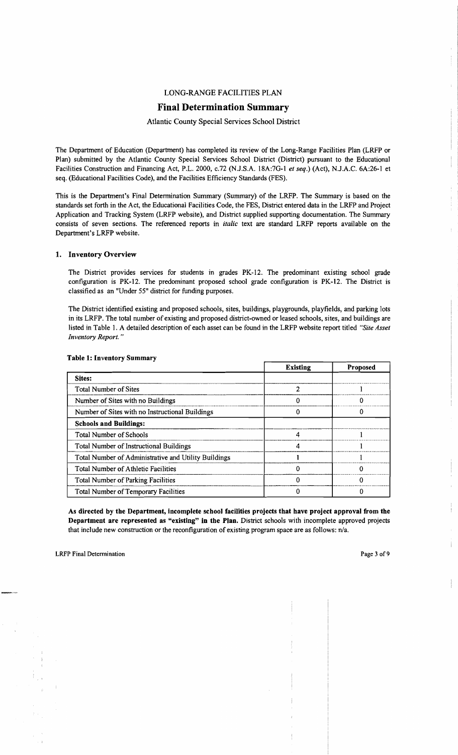# LONG-RANGE FACILITIES PLAN

## Final Determination Summary

Atlantic County Special Services School District

The Department of Education (Department) has completed its review of the Long-Range Facilities Plan (LRFP or Plan) submitted by the Atlantic County Special Services School District (District) pursuant to the Educational Facilities Construction and Financing Act, P.L. 2000, c.72 (N.J.S.A. 18A:7G-1 *et seq.*) (Act), N.J.A.C. 6A:26-1 et seq. (Educational Facilities Code), and the Facilities Efficiency Standards (FES).

This is the Department's Final Determination Summary (Summary) of the LRFP. The Summary is based on the standards set forth in the Act, the Educational Facilities Code, the FES, District entered data in the LRFP and Project Application and Tracking System (LRFP website), and District supplied supporting documentation. The Summary consists of seven sections. The referenced reports in *italic* text are standard LRFP reports available on the Department's LRFP website.

### 1. Inventory Overview

The District provides services for students in grades PK-12. The predominant existing school grade configuration is PK-12. The predominant proposed school grade configuration is PK-12. The District is classified as an "Under 55" district for funding purposes.

The District identified existing and proposed schools, sites, buildings, playgrounds, playfields, and parking lots in its LRFP. The total number of existing and proposed district-owned or leased schools, sites, and buildings are listed in Table 1. A detailed description of each asset can be found in the LRFP website report titled *"Site Asset Inventory Report."*

**Table 1: Inventory Summary**

| | Existing | Proposed |
|---|---|---|
| **Sites:** | | |
| Total Number of Sites | 2 | 1 |
| Number of Sites with no Buildings | 0 | 0 |
| Number of Sites with no Instructional Buildings | 0 | 0 |
| **Schools and Buildings:** | | |
| Total Number of Schools | 4 | 1 |
| Total Number of Instructional Buildings | 4 | 1 |
| Total Number of Administrative and Utility Buildings | 1 | 1 |
| Total Number of Athletic Facilities | 0 | 0 |
| Total Number of Parking Facilities | 0 | 0 |
| Total Number of Temporary Facilities | 0 | 0 |

**As directed by the Department, incomplete school facilities projects that have project approval from the Department are represented as "existing" in the Plan.** District schools with incomplete approved projects that include new construction or the reconfiguration of existing program space are as follows: n/a.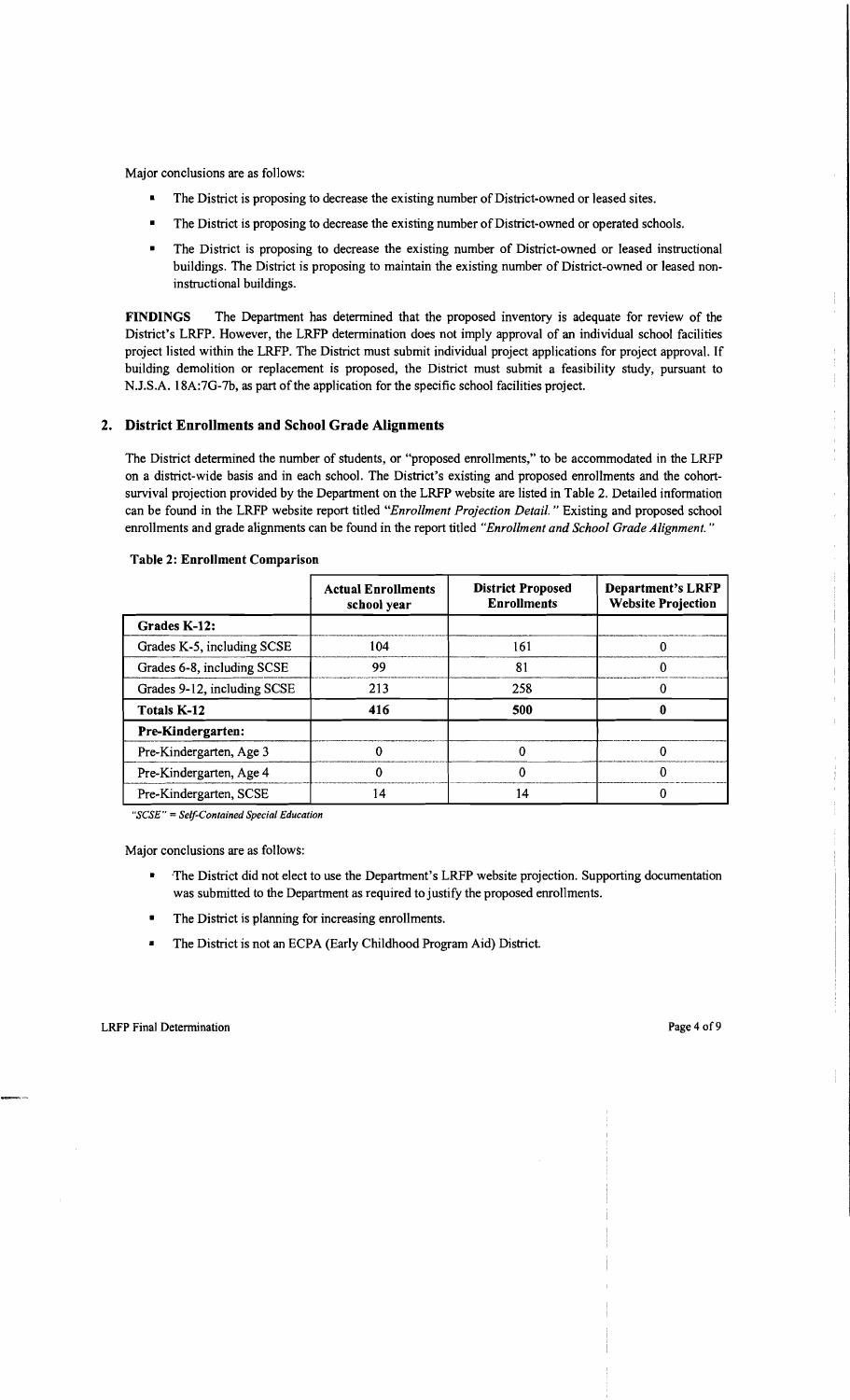Major conclusions are as follows:

- The District is proposing to decrease the existing number of District-owned or leased sites.
- The District is proposing to decrease the existing number of District-owned or operated schools.
- The District is proposing to decrease the existing number of District-owned or leased instructional buildings. The District is proposing to maintain the existing number of District-owned or leased non-instructional buildings.

**FINDINGS** The Department has determined that the proposed inventory is adequate for review of the District's LRFP. However, the LRFP determination does not imply approval of an individual school facilities project listed within the LRFP. The District must submit individual project applications for project approval. If building demolition or replacement is proposed, the District must submit a feasibility study, pursuant to N.J.S.A. 18A:7G-7b, as part of the application for the specific school facilities project.

## 2. District Enrollments and School Grade Alignments

The District determined the number of students, or "proposed enrollments," to be accommodated in the LRFP on a district-wide basis and in each school. The District's existing and proposed enrollments and the cohort-survival projection provided by the Department on the LRFP website are listed in Table 2. Detailed information can be found in the LRFP website report titled *"Enrollment Projection Detail."* Existing and proposed school enrollments and grade alignments can be found in the report titled *"Enrollment and School Grade Alignment."*

**Table 2: Enrollment Comparison**

| | Actual Enrollments school year | District Proposed Enrollments | Department's LRFP Website Projection |
|---|---|---|---|
| **Grades K-12:** | | | |
| Grades K-5, including SCSE | 104 | 161 | 0 |
| Grades 6-8, including SCSE | 99 | 81 | 0 |
| Grades 9-12, including SCSE | 213 | 258 | 0 |
| **Totals K-12** | **416** | **500** | **0** |
| **Pre-Kindergarten:** | | | |
| Pre-Kindergarten, Age 3 | 0 | 0 | 0 |
| Pre-Kindergarten, Age 4 | 0 | 0 | 0 |
| Pre-Kindergarten, SCSE | 14 | 14 | 0 |

*"SCSE" = Self-Contained Special Education*

Major conclusions are as follows:

- The District did not elect to use the Department's LRFP website projection. Supporting documentation was submitted to the Department as required to justify the proposed enrollments.
- The District is planning for increasing enrollments.
- The District is not an ECPA (Early Childhood Program Aid) District.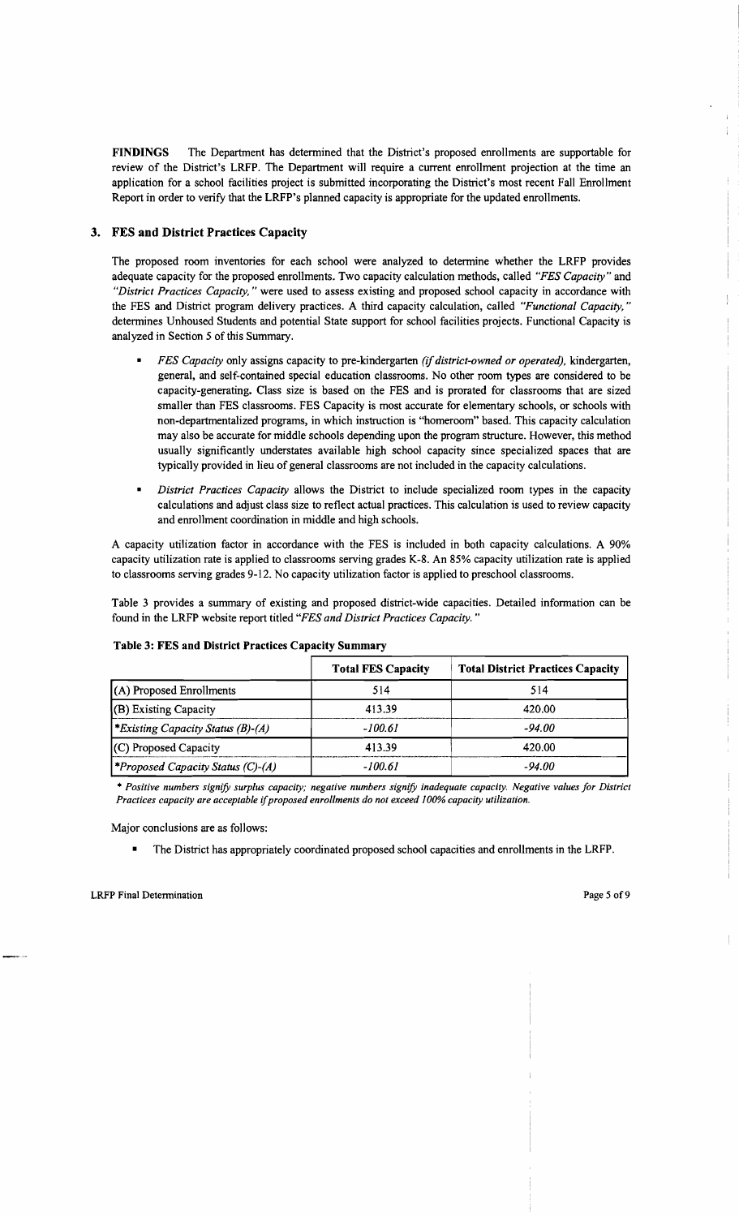**FINDINGS** The Department has determined that the District's proposed enrollments are supportable for review of the District's LRFP. The Department will require a current enrollment projection at the time an application for a school facilities project is submitted incorporating the District's most recent Fall Enrollment Report in order to verify that the LRFP's planned capacity is appropriate for the updated enrollments.

### 3. FES and District Practices Capacity

The proposed room inventories for each school were analyzed to determine whether the LRFP provides adequate capacity for the proposed enrollments. Two capacity calculation methods, called *"FES Capacity"* and *"District Practices Capacity,"* were used to assess existing and proposed school capacity in accordance with the FES and District program delivery practices. A third capacity calculation, called *"Functional Capacity,"* determines Unhoused Students and potential State support for school facilities projects. Functional Capacity is analyzed in Section 5 of this Summary.

- *FES Capacity* only assigns capacity to pre-kindergarten *(if district-owned or operated),* kindergarten, general, and self-contained special education classrooms. No other room types are considered to be capacity-generating. Class size is based on the FES and is prorated for classrooms that are sized smaller than FES classrooms. FES Capacity is most accurate for elementary schools, or schools with non-departmentalized programs, in which instruction is "homeroom" based. This capacity calculation may also be accurate for middle schools depending upon the program structure. However, this method usually significantly understates available high school capacity since specialized spaces that are typically provided in lieu of general classrooms are not included in the capacity calculations.
- *District Practices Capacity* allows the District to include specialized room types in the capacity calculations and adjust class size to reflect actual practices. This calculation is used to review capacity and enrollment coordination in middle and high schools.

A capacity utilization factor in accordance with the FES is included in both capacity calculations. A 90% capacity utilization rate is applied to classrooms serving grades K-8. An 85% capacity utilization rate is applied to classrooms serving grades 9-12. No capacity utilization factor is applied to preschool classrooms.

Table 3 provides a summary of existing and proposed district-wide capacities. Detailed information can be found in the LRFP website report titled *"FES and District Practices Capacity."*

**Table 3: FES and District Practices Capacity Summary**

| | Total FES Capacity | Total District Practices Capacity |
|---|---|---|
| (A) Proposed Enrollments | 514 | 514 |
| (B) Existing Capacity | 413.39 | 420.00 |
| *\*Existing Capacity Status (B)-(A)* | *-100.61* | *-94.00* |
| (C) Proposed Capacity | 413.39 | 420.00 |
| *\*Proposed Capacity Status (C)-(A)* | *-100.61* | *-94.00* |

*\* Positive numbers signify surplus capacity; negative numbers signify inadequate capacity. Negative values for District Practices capacity are acceptable if proposed enrollments do not exceed 100% capacity utilization.*

Major conclusions are as follows:

- The District has appropriately coordinated proposed school capacities and enrollments in the LRFP.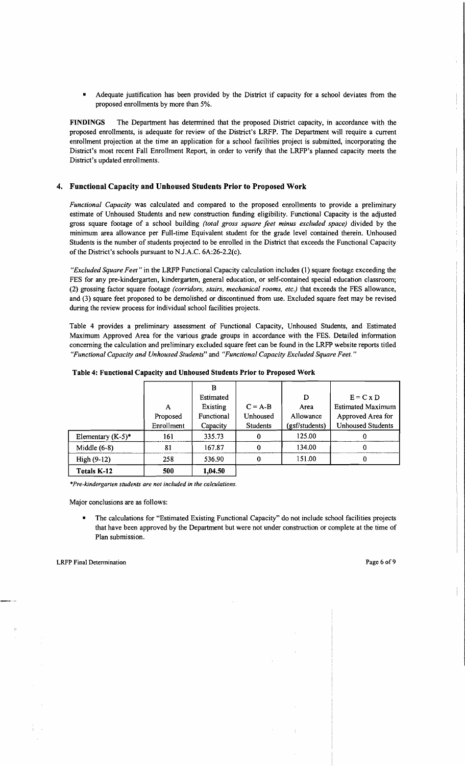- Adequate justification has been provided by the District if capacity for a school deviates from the proposed enrollments by more than 5%.

**FINDINGS** The Department has determined that the proposed District capacity, in accordance with the proposed enrollments, is adequate for review of the District's LRFP. The Department will require a current enrollment projection at the time an application for a school facilities project is submitted, incorporating the District's most recent Fall Enrollment Report, in order to verify that the LRFP's planned capacity meets the District's updated enrollments.

### 4. Functional Capacity and Unhoused Students Prior to Proposed Work

*Functional Capacity* was calculated and compared to the proposed enrollments to provide a preliminary estimate of Unhoused Students and new construction funding eligibility. Functional Capacity is the adjusted gross square footage of a school building *(total gross square feet minus excluded space)* divided by the minimum area allowance per Full-time Equivalent student for the grade level contained therein. Unhoused Students is the number of students projected to be enrolled in the District that exceeds the Functional Capacity of the District's schools pursuant to N.J.A.C. 6A:26-2.2(c).

*"Excluded Square Feet"* in the LRFP Functional Capacity calculation includes (1) square footage exceeding the FES for any pre-kindergarten, kindergarten, general education, or self-contained special education classroom; (2) grossing factor square footage *(corridors, stairs, mechanical rooms, etc.)* that exceeds the FES allowance, and (3) square feet proposed to be demolished or discontinued from use. Excluded square feet may be revised during the review process for individual school facilities projects.

Table 4 provides a preliminary assessment of Functional Capacity, Unhoused Students, and Estimated Maximum Approved Area for the various grade groups in accordance with the FES. Detailed information concerning the calculation and preliminary excluded square feet can be found in the LRFP website reports titled *"Functional Capacity and Unhoused Students"* and *"Functional Capacity Excluded Square Feet."*

**Table 4: Functional Capacity and Unhoused Students Prior to Proposed Work**

| | A Proposed Enrollment | B Estimated Existing Functional Capacity | C = A-B Unhoused Students | D Area Allowance (gsf/students) | E = C x D Estimated Maximum Approved Area for Unhoused Students |
|---|---|---|---|---|---|
| Elementary (K-5)* | 161 | 335.73 | 0 | 125.00 | 0 |
| Middle (6-8) | 81 | 167.87 | 0 | 134.00 | 0 |
| High (9-12) | 258 | 536.90 | 0 | 151.00 | 0 |
| **Totals K-12** | **500** | **1,04.50** | | | |

*\*Pre-kindergarten students are not included in the calculations.*

Major conclusions are as follows:

- The calculations for "Estimated Existing Functional Capacity" do not include school facilities projects that have been approved by the Department but were not under construction or complete at the time of Plan submission.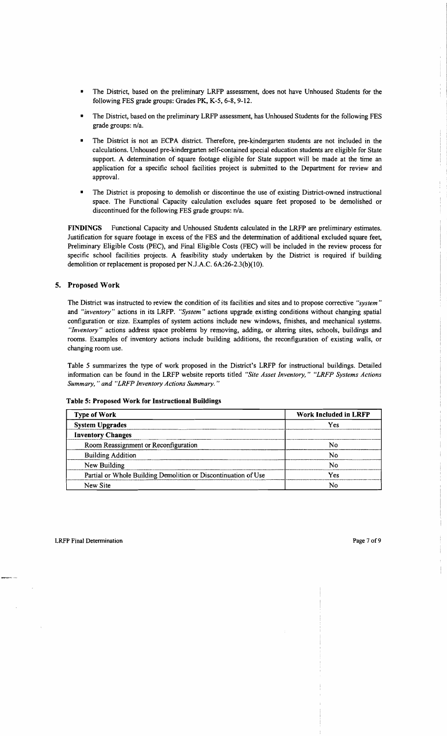- The District, based on the preliminary LRFP assessment, does not have Unhoused Students for the following FES grade groups: Grades PK, K-5, 6-8, 9-12.
- The District, based on the preliminary LRFP assessment, has Unhoused Students for the following FES grade groups: n/a.
- The District is not an ECPA district. Therefore, pre-kindergarten students are not included in the calculations. Unhoused pre-kindergarten self-contained special education students are eligible for State support. A determination of square footage eligible for State support will be made at the time an application for a specific school facilities project is submitted to the Department for review and approval.
- The District is proposing to demolish or discontinue the use of existing District-owned instructional space. The Functional Capacity calculation excludes square feet proposed to be demolished or discontinued for the following FES grade groups: n/a.

**FINDINGS** Functional Capacity and Unhoused Students calculated in the LRFP are preliminary estimates. Justification for square footage in excess of the FES and the determination of additional excluded square feet, Preliminary Eligible Costs (PEC), and Final Eligible Costs (FEC) will be included in the review process for specific school facilities projects. A feasibility study undertaken by the District is required if building demolition or replacement is proposed per N.J.A.C. 6A:26-2.3(b)(10).

## 5. Proposed Work

The District was instructed to review the condition of its facilities and sites and to propose corrective *"system"* and *"inventory"* actions in its LRFP. *"System"* actions upgrade existing conditions without changing spatial configuration or size. Examples of system actions include new windows, finishes, and mechanical systems. *"Inventory"* actions address space problems by removing, adding, or altering sites, schools, buildings and rooms. Examples of inventory actions include building additions, the reconfiguration of existing walls, or changing room use.

Table 5 summarizes the type of work proposed in the District's LRFP for instructional buildings. Detailed information can be found in the LRFP website reports titled *"Site Asset Inventory," "LRFP Systems Actions Summary," and "LRFP Inventory Actions Summary."*

**Table 5: Proposed Work for Instructional Buildings**

| Type of Work | Work Included in LRFP |
|---|---|
| **System Upgrades** | Yes |
| **Inventory Changes** | |
| Room Reassignment or Reconfiguration | No |
| Building Addition | No |
| New Building | No |
| Partial or Whole Building Demolition or Discontinuation of Use | Yes |
| New Site | No |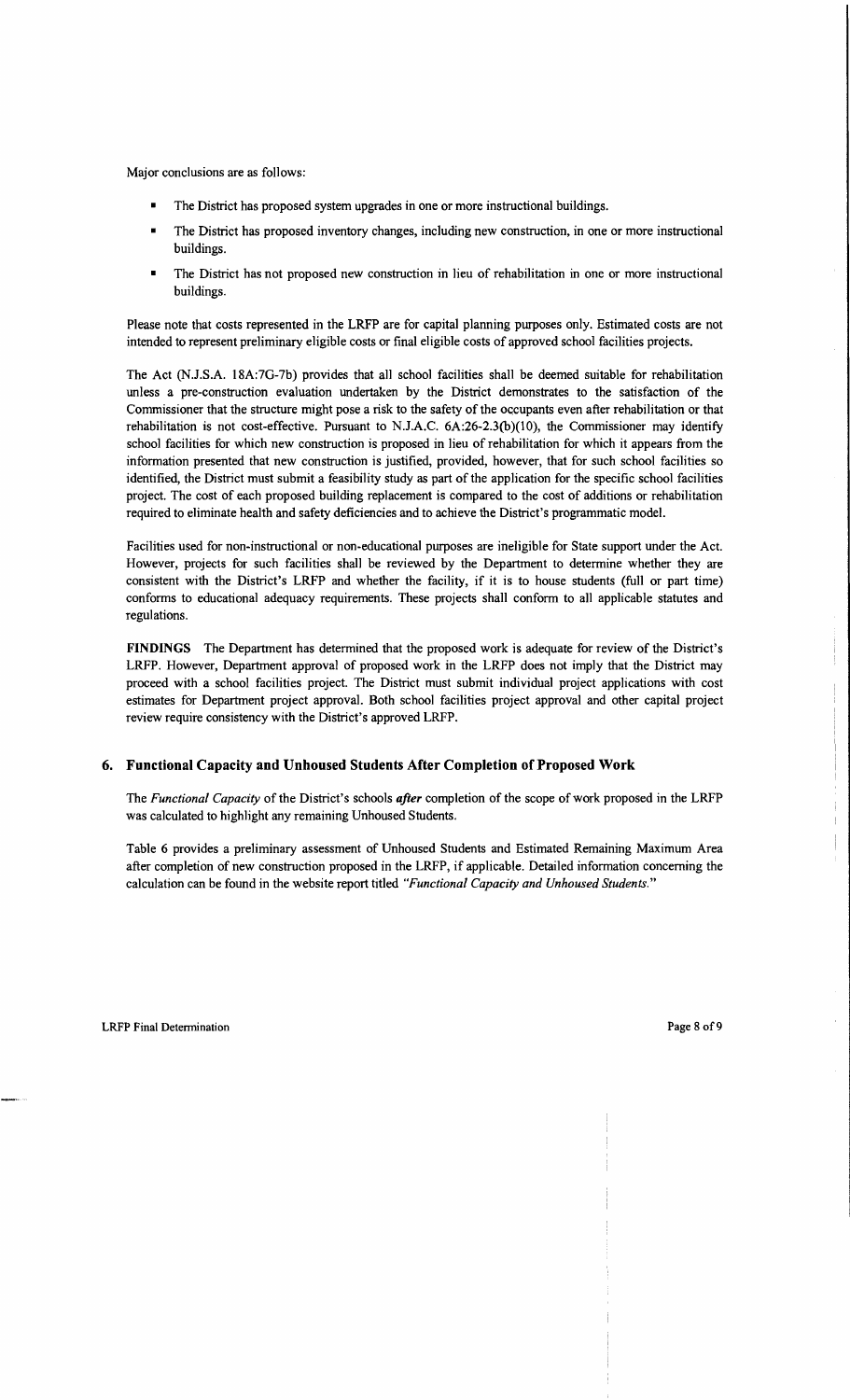Major conclusions are as follows:

- The District has proposed system upgrades in one or more instructional buildings.
- The District has proposed inventory changes, including new construction, in one or more instructional buildings.
- The District has not proposed new construction in lieu of rehabilitation in one or more instructional buildings.

Please note that costs represented in the LRFP are for capital planning purposes only. Estimated costs are not intended to represent preliminary eligible costs or final eligible costs of approved school facilities projects.

The Act (N.J.S.A. 18A:7G-7b) provides that all school facilities shall be deemed suitable for rehabilitation unless a pre-construction evaluation undertaken by the District demonstrates to the satisfaction of the Commissioner that the structure might pose a risk to the safety of the occupants even after rehabilitation or that rehabilitation is not cost-effective. Pursuant to N.J.A.C. 6A:26-2.3(b)(10), the Commissioner may identify school facilities for which new construction is proposed in lieu of rehabilitation for which it appears from the information presented that new construction is justified, provided, however, that for such school facilities so identified, the District must submit a feasibility study as part of the application for the specific school facilities project. The cost of each proposed building replacement is compared to the cost of additions or rehabilitation required to eliminate health and safety deficiencies and to achieve the District's programmatic model.

Facilities used for non-instructional or non-educational purposes are ineligible for State support under the Act. However, projects for such facilities shall be reviewed by the Department to determine whether they are consistent with the District's LRFP and whether the facility, if it is to house students (full or part time) conforms to educational adequacy requirements. These projects shall conform to all applicable statutes and regulations.

**FINDINGS** The Department has determined that the proposed work is adequate for review of the District's LRFP. However, Department approval of proposed work in the LRFP does not imply that the District may proceed with a school facilities project. The District must submit individual project applications with cost estimates for Department project approval. Both school facilities project approval and other capital project review require consistency with the District's approved LRFP.

## 6. Functional Capacity and Unhoused Students After Completion of Proposed Work

The *Functional Capacity* of the District's schools ***after*** completion of the scope of work proposed in the LRFP was calculated to highlight any remaining Unhoused Students.

Table 6 provides a preliminary assessment of Unhoused Students and Estimated Remaining Maximum Area after completion of new construction proposed in the LRFP, if applicable. Detailed information concerning the calculation can be found in the website report titled *"Functional Capacity and Unhoused Students."*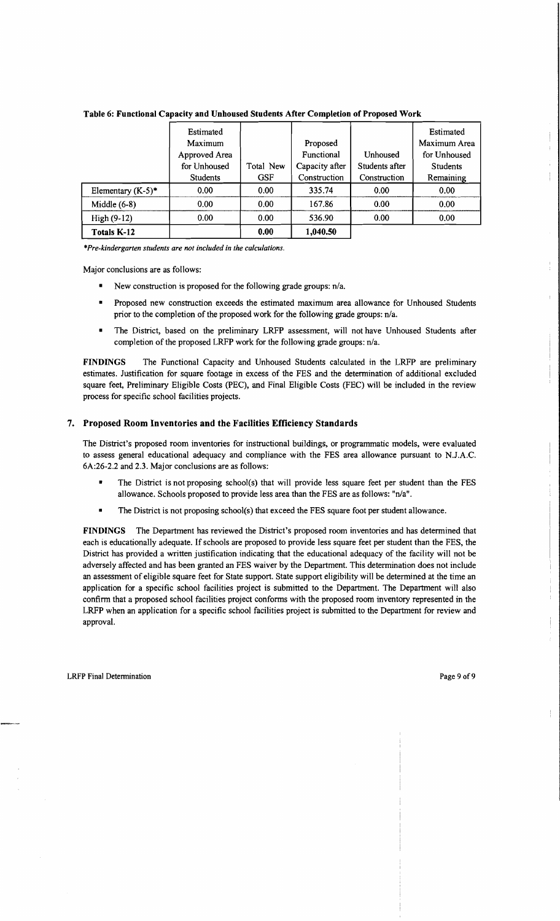**Table 6: Functional Capacity and Unhoused Students After Completion of Proposed Work**

| | Estimated Maximum Approved Area for Unhoused Students | Total New GSF | Proposed Functional Capacity after Construction | Unhoused Students after Construction | Estimated Maximum Area for Unhoused Students Remaining |
|---|---|---|---|---|---|
| Elementary (K-5)* | 0.00 | 0.00 | 335.74 | 0.00 | 0.00 |
| Middle (6-8) | 0.00 | 0.00 | 167.86 | 0.00 | 0.00 |
| High (9-12) | 0.00 | 0.00 | 536.90 | 0.00 | 0.00 |
| **Totals K-12** | | **0.00** | **1,040.50** | | |

*\*Pre-kindergarten students are not included in the calculations.*

Major conclusions are as follows:

- New construction is proposed for the following grade groups: n/a.
- Proposed new construction exceeds the estimated maximum area allowance for Unhoused Students prior to the completion of the proposed work for the following grade groups: n/a.
- The District, based on the preliminary LRFP assessment, will not have Unhoused Students after completion of the proposed LRFP work for the following grade groups: n/a.

**FINDINGS** The Functional Capacity and Unhoused Students calculated in the LRFP are preliminary estimates. Justification for square footage in excess of the FES and the determination of additional excluded square feet, Preliminary Eligible Costs (PEC), and Final Eligible Costs (FEC) will be included in the review process for specific school facilities projects.

## 7. Proposed Room Inventories and the Facilities Efficiency Standards

The District's proposed room inventories for instructional buildings, or programmatic models, were evaluated to assess general educational adequacy and compliance with the FES area allowance pursuant to N.J.A.C. 6A:26-2.2 and 2.3. Major conclusions are as follows:

- The District is not proposing school(s) that will provide less square feet per student than the FES allowance. Schools proposed to provide less area than the FES are as follows: "n/a".
- The District is not proposing school(s) that exceed the FES square foot per student allowance.

**FINDINGS** The Department has reviewed the District's proposed room inventories and has determined that each is educationally adequate. If schools are proposed to provide less square feet per student than the FES, the District has provided a written justification indicating that the educational adequacy of the facility will not be adversely affected and has been granted an FES waiver by the Department. This determination does not include an assessment of eligible square feet for State support. State support eligibility will be determined at the time an application for a specific school facilities project is submitted to the Department. The Department will also confirm that a proposed school facilities project conforms with the proposed room inventory represented in the LRFP when an application for a specific school facilities project is submitted to the Department for review and approval.